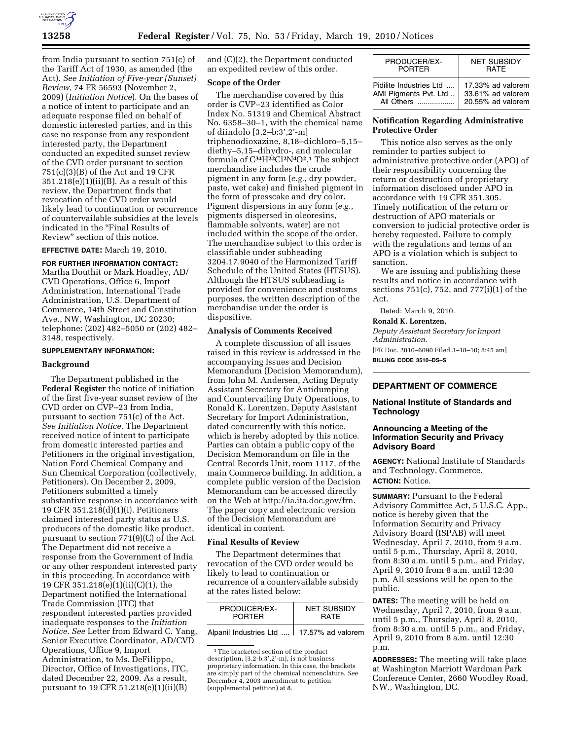from India pursuant to section 751(c) of the Tariff Act of 1930, as amended (the Act). *See Initiation of Five-year (Sunset) Review*, 74 FR 56593 (November 2, 2009) (*Initiation Notice*). On the bases of a notice of intent to participate and an adequate response filed on behalf of domestic interested parties, and in this case no response from any respondent interested party, the Department conducted an expedited sunset review of the CVD order pursuant to section 751(c)(3)(B) of the Act and 19 CFR 351.218(e)(1)(ii)(B). As a result of this review, the Department finds that revocation of the CVD order would likely lead to continuation or recurrence of countervailable subsidies at the levels indicated in the "Final Results of Review" section of this notice.

**EFFECTIVE DATE:** March 19, 2010.

**FOR FURTHER INFORMATION CONTACT:** Martha Douthit or Mark Hoadley, AD/CVD Operations, Office 6, Import Administration, International Trade Administration, U.S. Department of Commerce, 14th Street and Constitution Ave., NW, Washington, DC 20230; telephone: (202) 482–5050 or (202) 482–3148, respectively.

**SUPPLEMENTARY INFORMATION:**

### Background

The Department published in the **Federal Register** the notice of initiation of the first five-year sunset review of the CVD order on CVP–23 from India, pursuant to section 751(c) of the Act. *See Initiation Notice.* The Department received notice of intent to participate from domestic interested parties and Petitioners in the original investigation, Nation Ford Chemical Company and Sun Chemical Corporation (collectively, Petitioners). On December 2, 2009, Petitioners submitted a timely substantive response in accordance with 19 CFR 351.218(d)(1)(i). Petitioners claimed interested party status as U.S. producers of the domestic like product, pursuant to section 771(9)(C) of the Act. The Department did not receive a response from the Government of India or any other respondent interested party in this proceeding. In accordance with 19 CFR 351.218(e)(1)(ii)(C)(1), the Department notified the International Trade Commission (ITC) that respondent interested parties provided inadequate responses to the *Initiation Notice. See* Letter from Edward C. Yang, Senior Executive Coordinator, AD/CVD Operations, Office 9, Import Administration, to Ms. DeFilippo, Director, Office of Investigations, ITC, dated December 22, 2009. As a result, pursuant to 19 CFR 51.218(e)(1)(ii)(B) and (C)(2), the Department conducted an expedited review of this order.

### Scope of the Order

The merchandise covered by this order is CVP–23 identified as Color Index No. 51319 and Chemical Abstract No. 6358–30–1, with the chemical name of diindolo [3,2–b:3',2'-m] triphenodioxazine, 8,18–dichloro–5,15–diethy–5,15–dihydro-, and molecular formula of $C_{34}H_{22}Cl_2N_4O_2$.[1] The subject merchandise includes the crude pigment in any form (*e.g.*, dry powder, paste, wet cake) and finished pigment in the form of presscake and dry color. Pigment dispersions in any form (*e.g.*, pigments dispersed in oleoresins, flammable solvents, water) are not included within the scope of the order. The merchandise subject to this order is classifiable under subheading 3204.17.9040 of the Harmonized Tariff Schedule of the United States (HTSUS). Although the HTSUS subheading is provided for convenience and customs purposes, the written description of the merchandise under the order is dispositive.

### Analysis of Comments Received

A complete discussion of all issues raised in this review is addressed in the accompanying Issues and Decision Memorandum (Decision Memorandum), from John M. Andersen, Acting Deputy Assistant Secretary for Antidumping and Countervailing Duty Operations, to Ronald K. Lorentzen, Deputy Assistant Secretary for Import Administration, dated concurrently with this notice, which is hereby adopted by this notice. Parties can obtain a public copy of the Decision Memorandum on file in the Central Records Unit, room 1117, of the main Commerce building. In addition, a complete public version of the Decision Memorandum can be accessed directly on the Web at http://ia.ita.doc.gov/frn. The paper copy and electronic version of the Decision Memorandum are identical in content.

### Final Results of Review

The Department determines that revocation of the CVD order would be likely to lead to continuation or recurrence of a countervailable subsidy at the rates listed below:

| PRODUCER/EXPORTER | NET SUBSIDY RATE |
|---|---|
| Alpanil Industries Ltd | 17.57% ad valorem |
| Pidilite Industries Ltd | 17.33% ad valorem |
| AMI Pigments Pvt. Ltd | 33.61% ad valorem |
| All Others | 20.55% ad valorem |

[1] The bracketed section of the product description, [3,2-b:3',2'-m], is not business proprietary information. In this case, the brackets are simply part of the chemical nomenclature. *See* December 4, 2003 amendment to petition (supplemental petition) at 8.

### Notification Regarding Administrative Protective Order

This notice also serves as the only reminder to parties subject to administrative protective order (APO) of their responsibility concerning the return or destruction of proprietary information disclosed under APO in accordance with 19 CFR 351.305. Timely notification of the return or destruction of APO materials or conversion to judicial protective order is hereby requested. Failure to comply with the regulations and terms of an APO is a violation which is subject to sanction.

We are issuing and publishing these results and notice in accordance with sections 751(c), 752, and 777(i)(1) of the Act.

Dated: March 9, 2010.

**Ronald K. Lorentzen,**

*Deputy Assistant Secretary for Import Administration.*

[FR Doc. 2010–6090 Filed 3–18–10; 8:45 am]

**BILLING CODE 3510–DS–S**

## DEPARTMENT OF COMMERCE

### National Institute of Standards and Technology

### Announcing a Meeting of the Information Security and Privacy Advisory Board

**AGENCY:** National Institute of Standards and Technology, Commerce.

**ACTION:** Notice.

**SUMMARY:** Pursuant to the Federal Advisory Committee Act, 5 U.S.C. App., notice is hereby given that the Information Security and Privacy Advisory Board (ISPAB) will meet Wednesday, April 7, 2010, from 9 a.m. until 5 p.m., Thursday, April 8, 2010, from 8:30 a.m. until 5 p.m., and Friday, April 9, 2010 from 8 a.m. until 12:30 p.m. All sessions will be open to the public.

**DATES:** The meeting will be held on Wednesday, April 7, 2010, from 9 a.m. until 5 p.m., Thursday, April 8, 2010, from 8:30 a.m. until 5 p.m., and Friday, April 9, 2010 from 8 a.m. until 12:30 p.m.

**ADDRESSES:** The meeting will take place at Washington Marriott Wardman Park Conference Center, 2660 Woodley Road, NW., Washington, DC.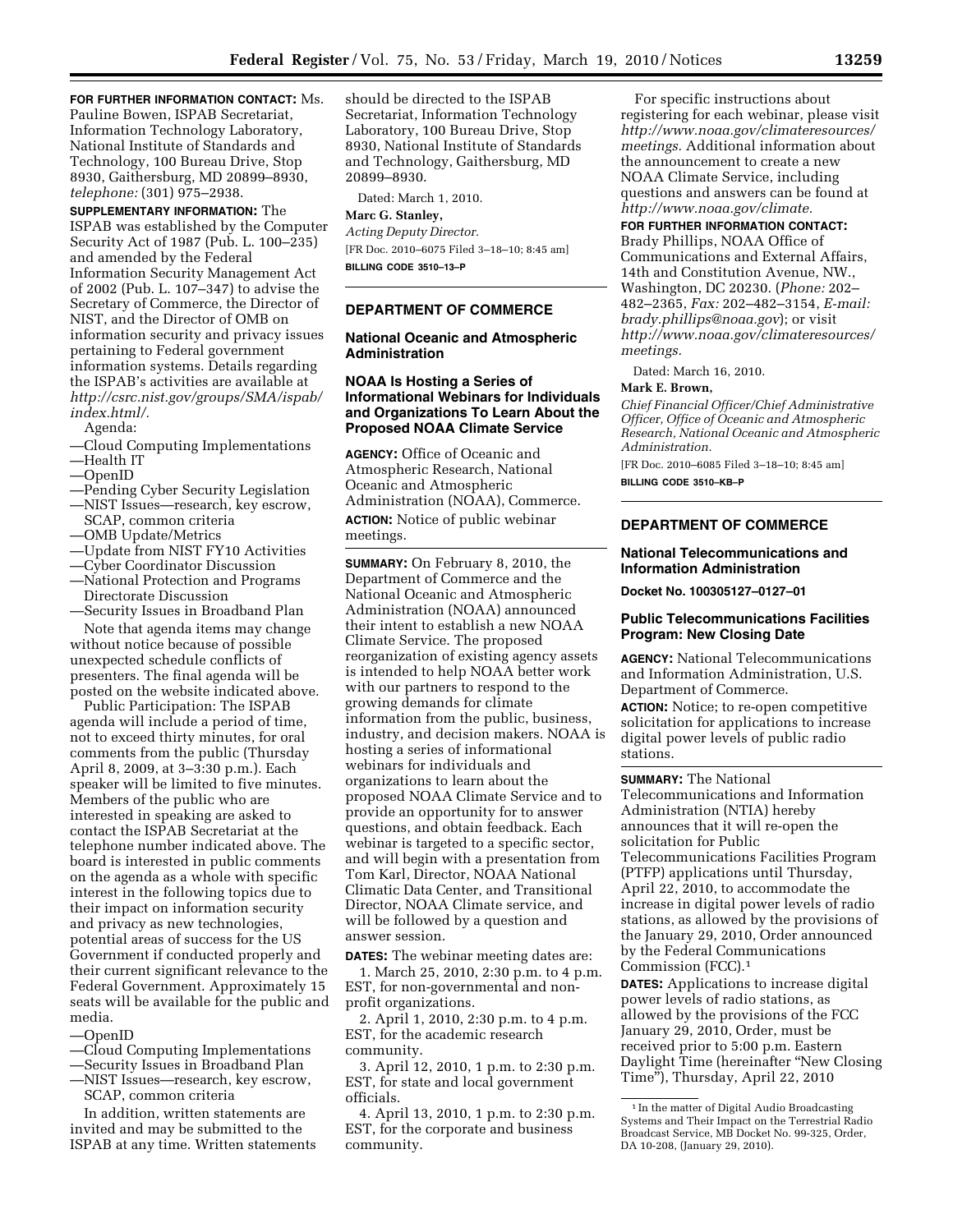**FOR FURTHER INFORMATION CONTACT:** Ms. Pauline Bowen, ISPAB Secretariat, Information Technology Laboratory, National Institute of Standards and Technology, 100 Bureau Drive, Stop 8930, Gaithersburg, MD 20899–8930, *telephone:* (301) 975–2938.

**SUPPLEMENTARY INFORMATION:** The ISPAB was established by the Computer Security Act of 1987 (Pub. L. 100–235) and amended by the Federal Information Security Management Act of 2002 (Pub. L. 107–347) to advise the Secretary of Commerce, the Director of NIST, and the Director of OMB on information security and privacy issues pertaining to Federal government information systems. Details regarding the ISPAB's activities are available at *http://csrc.nist.gov/groups/SMA/ispab/index.html/.*

Agenda:

—Cloud Computing Implementations
—Health IT
—OpenID
—Pending Cyber Security Legislation
—NIST Issues—research, key escrow, SCAP, common criteria
—OMB Update/Metrics
—Update from NIST FY10 Activities
—Cyber Coordinator Discussion
—National Protection and Programs Directorate Discussion
—Security Issues in Broadband Plan

Note that agenda items may change without notice because of possible unexpected schedule conflicts of presenters. The final agenda will be posted on the website indicated above.

Public Participation: The ISPAB agenda will include a period of time, not to exceed thirty minutes, for oral comments from the public (Thursday April 8, 2009, at 3–3:30 p.m.). Each speaker will be limited to five minutes. Members of the public who are interested in speaking are asked to contact the ISPAB Secretariat at the telephone number indicated above. The board is interested in public comments on the agenda as a whole with specific interest in the following topics due to their impact on information security and privacy as new technologies, potential areas of success for the US Government if conducted properly and their current significant relevance to the Federal Government. Approximately 15 seats will be available for the public and media.

—OpenID
—Cloud Computing Implementations
—Security Issues in Broadband Plan
—NIST Issues—research, key escrow, SCAP, common criteria

In addition, written statements are invited and may be submitted to the ISPAB at any time. Written statements should be directed to the ISPAB Secretariat, Information Technology Laboratory, 100 Bureau Drive, Stop 8930, National Institute of Standards and Technology, Gaithersburg, MD 20899–8930.

Dated: March 1, 2010.

**Marc G. Stanley,**

*Acting Deputy Director.*

[FR Doc. 2010–6075 Filed 3–18–10; 8:45 am]

**BILLING CODE 3510–13–P**

## DEPARTMENT OF COMMERCE

### National Oceanic and Atmospheric Administration

### NOAA Is Hosting a Series of Informational Webinars for Individuals and Organizations To Learn About the Proposed NOAA Climate Service

**AGENCY:** Office of Oceanic and Atmospheric Research, National Oceanic and Atmospheric Administration (NOAA), Commerce.

**ACTION:** Notice of public webinar meetings.

**SUMMARY:** On February 8, 2010, the Department of Commerce and the National Oceanic and Atmospheric Administration (NOAA) announced their intent to establish a new NOAA Climate Service. The proposed reorganization of existing agency assets is intended to help NOAA better work with our partners to respond to the growing demands for climate information from the public, business, industry, and decision makers. NOAA is hosting a series of informational webinars for individuals and organizations to learn about the proposed NOAA Climate Service and to provide an opportunity for to answer questions, and obtain feedback. Each webinar is targeted to a specific sector, and will begin with a presentation from Tom Karl, Director, NOAA National Climatic Data Center, and Transitional Director, NOAA Climate service, and will be followed by a question and answer session.

**DATES:** The webinar meeting dates are:

1. March 25, 2010, 2:30 p.m. to 4 p.m. EST, for non-governmental and non-profit organizations.

2. April 1, 2010, 2:30 p.m. to 4 p.m. EST, for the academic research community.

3. April 12, 2010, 1 p.m. to 2:30 p.m. EST, for state and local government officials.

4. April 13, 2010, 1 p.m. to 2:30 p.m. EST, for the corporate and business community.

For specific instructions about registering for each webinar, please visit *http://www.noaa.gov/climateresources/meetings.* Additional information about the announcement to create a new NOAA Climate Service, including questions and answers can be found at *http://www.noaa.gov/climate.*

**FOR FURTHER INFORMATION CONTACT:** Brady Phillips, NOAA Office of Communications and External Affairs, 14th and Constitution Avenue, NW., Washington, DC 20230. (*Phone:* 202–482–2365, *Fax:* 202–482–3154, *E-mail: brady.phillips@noaa.gov*); or visit *http://www.noaa.gov/climateresources/meetings.*

Dated: March 16, 2010.

**Mark E. Brown,**

*Chief Financial Officer/Chief Administrative Officer, Office of Oceanic and Atmospheric Research, National Oceanic and Atmospheric Administration.*

[FR Doc. 2010–6085 Filed 3–18–10; 8:45 am]

**BILLING CODE 3510–KB–P**

## DEPARTMENT OF COMMERCE

### National Telecommunications and Information Administration

**Docket No. 100305127–0127–01**

### Public Telecommunications Facilities Program: New Closing Date

**AGENCY:** National Telecommunications and Information Administration, U.S. Department of Commerce.

**ACTION:** Notice; to re-open competitive solicitation for applications to increase digital power levels of public radio stations.

**SUMMARY:** The National Telecommunications and Information Administration (NTIA) hereby announces that it will re-open the solicitation for Public Telecommunications Facilities Program (PTFP) applications until Thursday, April 22, 2010, to accommodate the increase in digital power levels of radio stations, as allowed by the provisions of the January 29, 2010, Order announced by the Federal Communications Commission (FCC).[1]

**DATES:** Applications to increase digital power levels of radio stations, as allowed by the provisions of the FCC January 29, 2010, Order, must be received prior to 5:00 p.m. Eastern Daylight Time (hereinafter "New Closing Time"), Thursday, April 22, 2010

[1] In the matter of Digital Audio Broadcasting Systems and Their Impact on the Terrestrial Radio Broadcast Service, MB Docket No. 99-325, Order, DA 10-208, (January 29, 2010).